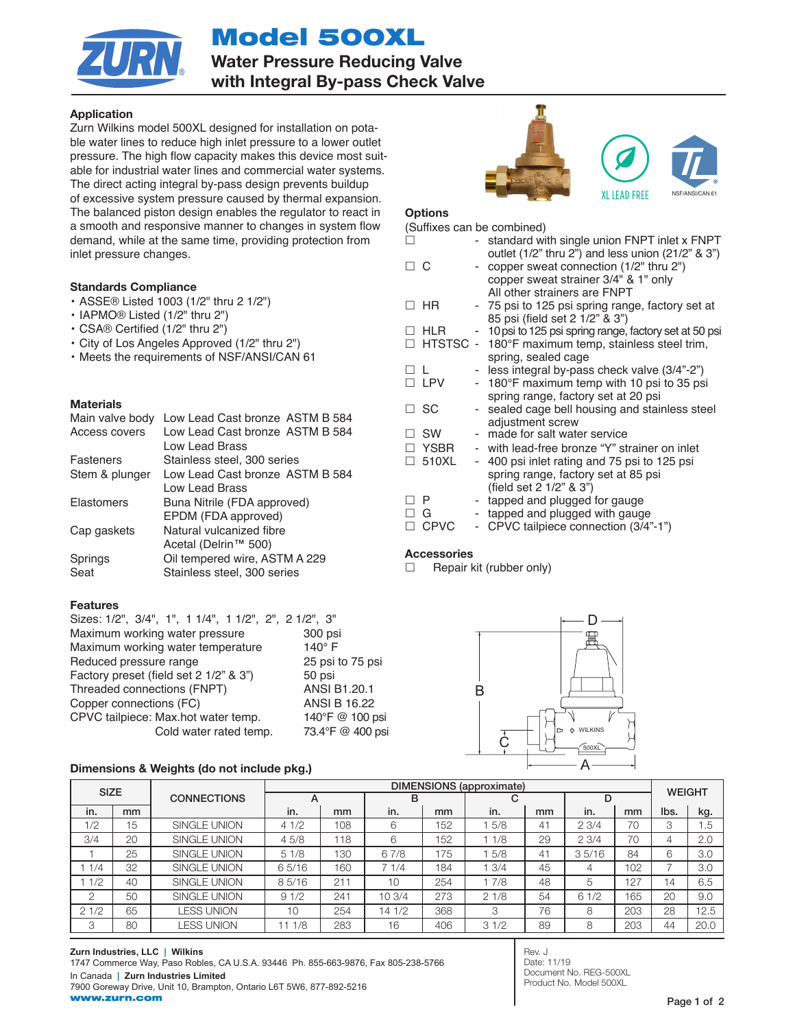# Model 500XL

## Water Pressure Reducing Valve with Integral By-pass Check Valve

### Application

Zurn Wilkins model 500XL designed for installation on potable water lines to reduce high inlet pressure to a lower outlet pressure. The high flow capacity makes this device most suitable for industrial water lines and commercial water systems. The direct acting integral by-pass design prevents buildup of excessive system pressure caused by thermal expansion. The balanced piston design enables the regulator to react in a smooth and responsive manner to changes in system flow demand, while at the same time, providing protection from inlet pressure changes.

### Standards Compliance

- ASSE® Listed 1003 (1/2" thru 2 1/2")
- IAPMO® Listed (1/2" thru 2")
- CSA® Certified (1/2" thru 2")
- City of Los Angeles Approved (1/2" thru 2")
- Meets the requirements of NSF/ANSI/CAN 61

### Materials

| | |
|---|---|
| Main valve body | Low Lead Cast bronze ASTM B 584 |
| Access covers | Low Lead Cast bronze ASTM B 584<br>Low Lead Brass |
| Fasteners | Stainless steel, 300 series |
| Stem & plunger | Low Lead Cast bronze ASTM B 584<br>Low Lead Brass |
| Elastomers | Buna Nitrile (FDA approved)<br>EPDM (FDA approved) |
| Cap gaskets | Natural vulcanized fibre<br>Acetal (Delrin™ 500) |
| Springs | Oil tempered wire, ASTM A 229 |
| Seat | Stainless steel, 300 series |

### Features

Sizes: 1/2", 3/4", 1", 1 1/4", 1 1/2", 2", 2 1/2", 3"

| | |
|---|---|
| Maximum working water pressure | 300 psi |
| Maximum working water temperature | 140° F |
| Reduced pressure range | 25 psi to 75 psi |
| Factory preset (field set 2 1/2" & 3") | 50 psi |
| Threaded connections (FNPT) | ANSI B1.20.1 |
| Copper connections (FC) | ANSI B 16.22 |
| CPVC tailpiece: Max.hot water temp. | 140°F @ 100 psi |
| Cold water rated temp. | 73.4°F @ 400 psi |

XL LEAD FREE

NSF/ANSI/CAN 61

### Options

(Suffixes can be combined)

- ☐ - standard with single union FNPT inlet x FNPT outlet (1/2" thru 2") and less union (21/2" & 3")
- ☐ C - copper sweat connection (1/2" thru 2") copper sweat strainer 3/4" & 1" only All other strainers are FNPT
- ☐ HR - 75 psi to 125 psi spring range, factory set at 85 psi (field set 2 1/2" & 3")
- ☐ HLR - 10 psi to 125 psi spring range, factory set at 50 psi
- ☐ HTSTSC - 180°F maximum temp, stainless steel trim, spring, sealed cage
- ☐ L - less integral by-pass check valve (3/4"-2")
- ☐ LPV - 180°F maximum temp with 10 psi to 35 psi spring range, factory set at 20 psi
- ☐ SC - sealed cage bell housing and stainless steel adjustment screw
- ☐ SW - made for salt water service
- ☐ YSBR - with lead-free bronze "Y" strainer on inlet
- ☐ 510XL - 400 psi inlet rating and 75 psi to 125 psi spring range, factory set at 85 psi (field set 2 1/2" & 3")
- ☐ P - tapped and plugged for gauge
- ☐ G - tapped and plugged with gauge
- ☐ CPVC - CPVC tailpiece connection (3/4"-1")

### Accessories

- ☐ Repair kit (rubber only)

### Dimensions & Weights (do not include pkg.)

| SIZE | | CONNECTIONS | DIMENSIONS (approximate) | | | | | | | | WEIGHT | |
|---|---|---|---|---|---|---|---|---|---|---|---|---|
| | | | A | | B | | C | | D | | | |
| in. | mm | | in. | mm | in. | mm | in. | mm | in. | mm | lbs. | kg. |
| 1/2 | 15 | SINGLE UNION | 4 1/2 | 108 | 6 | 152 | 1 5/8 | 41 | 2 3/4 | 70 | 3 | 1.5 |
| 3/4 | 20 | SINGLE UNION | 4 5/8 | 118 | 6 | 152 | 1 1/8 | 29 | 2 3/4 | 70 | 4 | 2.0 |
| 1 | 25 | SINGLE UNION | 5 1/8 | 130 | 6 7/8 | 175 | 1 5/8 | 41 | 3 5/16 | 84 | 6 | 3.0 |
| 1 1/4 | 32 | SINGLE UNION | 6 5/16 | 160 | 7 1/4 | 184 | 1 3/4 | 45 | 4 | 102 | 7 | 3.0 |
| 1 1/2 | 40 | SINGLE UNION | 8 5/16 | 211 | 10 | 254 | 1 7/8 | 48 | 5 | 127 | 14 | 6.5 |
| 2 | 50 | SINGLE UNION | 9 1/2 | 241 | 10 3/4 | 273 | 2 1/8 | 54 | 6 1/2 | 165 | 20 | 9.0 |
| 2 1/2 | 65 | LESS UNION | 10 | 254 | 14 1/2 | 368 | 3 | 76 | 8 | 203 | 28 | 12.5 |
| 3 | 80 | LESS UNION | 11 1/8 | 283 | 16 | 406 | 3 1/2 | 89 | 8 | 203 | 44 | 20.0 |

**Zurn Industries, LLC | Wilkins**
1747 Commerce Way, Paso Robles, CA U.S.A. 93446 Ph. 855-663-9876, Fax 805-238-5766
In Canada | **Zurn Industries Limited**
7900 Goreway Drive, Unit 10, Brampton, Ontario L6T 5W6, 877-892-5216
**www.zurn.com**

Rev. J
Date: 11/19
Document No. REG-500XL
Product No. Model 500XL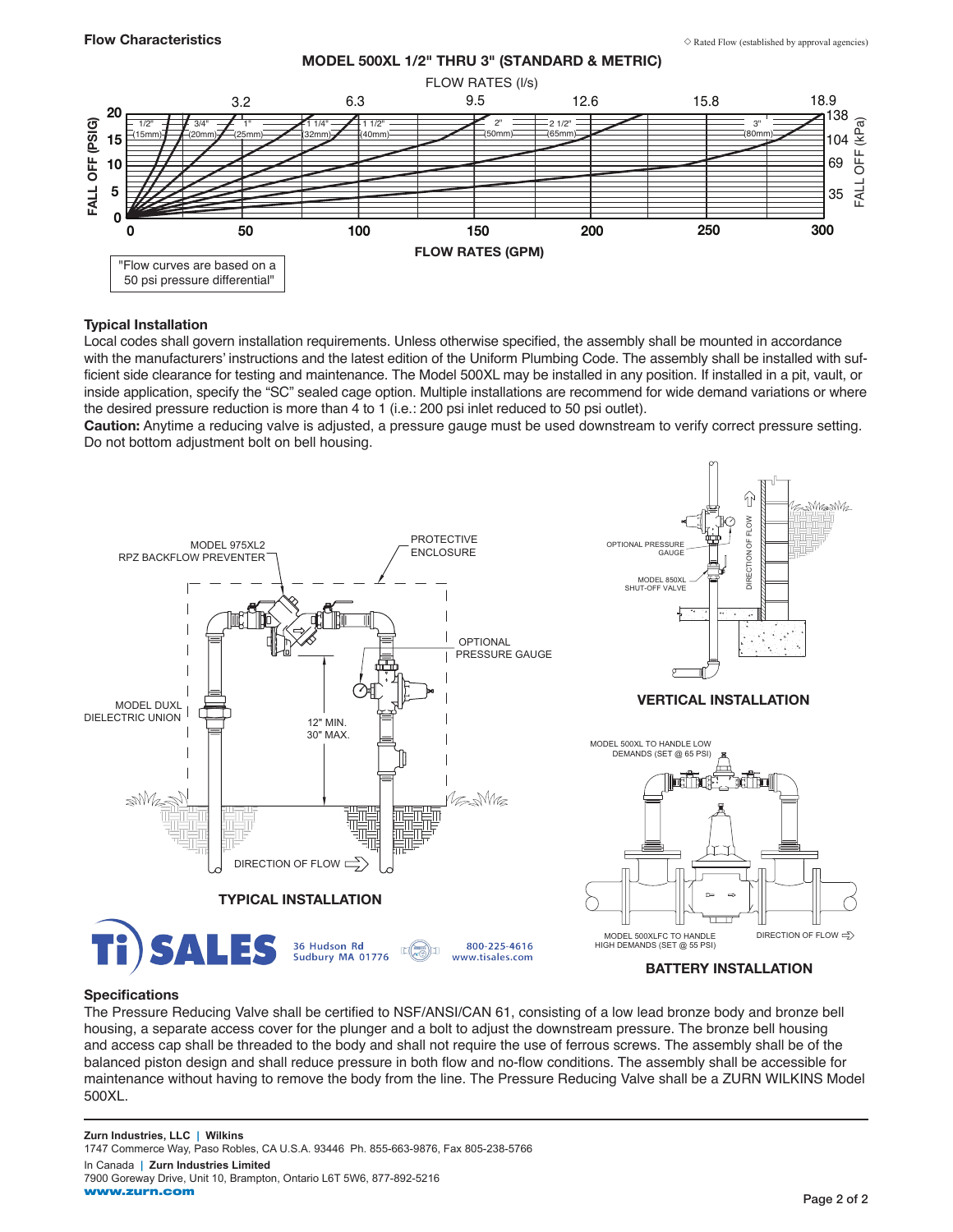## Flow Characteristics

◇ Rated Flow (established by approval agencies)

MODEL 500XL 1/2" THRU 3" (STANDARD & METRIC)

FLOW RATES (l/s)

3.2 6.3 9.5 12.6 15.8 18.9

FALL OFF (PSIG)

0 5 10 15 20

FALL OFF (kPa)

35 69 104 138

1/2" (15mm) 3/4" (20mm) 1" (25mm) 1 1/4" (32mm) 1 1/2" (40mm) 2" (50mm) 2 1/2" (65mm) 3" (80mm)

0 50 100 150 200 250 300

FLOW RATES (GPM)

"Flow curves are based on a 50 psi pressure differential"

### Typical Installation

Local codes shall govern installation requirements. Unless otherwise specified, the assembly shall be mounted in accordance with the manufacturers' instructions and the latest edition of the Uniform Plumbing Code. The assembly shall be installed with sufficient side clearance for testing and maintenance. The Model 500XL may be installed in any position. If installed in a pit, vault, or inside application, specify the "SC" sealed cage option. Multiple installations are recommend for wide demand variations or where the desired pressure reduction is more than 4 to 1 (i.e.: 200 psi inlet reduced to 50 psi outlet).

**Caution:** Anytime a reducing valve is adjusted, a pressure gauge must be used downstream to verify correct pressure setting. Do not bottom adjustment bolt on bell housing.

MODEL 975XL2 RPZ BACKFLOW PREVENTER

PROTECTIVE ENCLOSURE

OPTIONAL PRESSURE GAUGE

MODEL DUXL DIELECTRIC UNION

12" MIN. 30" MAX.

DIRECTION OF FLOW

**TYPICAL INSTALLATION**

OPTIONAL PRESSURE GAUGE

MODEL 850XL SHUT-OFF VALVE

DIRECTION OF FLOW

**VERTICAL INSTALLATION**

MODEL 500XL TO HANDLE LOW DEMANDS (SET @ 65 PSI)

MODEL 500XLFC TO HANDLE HIGH DEMANDS (SET @ 55 PSI)

DIRECTION OF FLOW

**BATTERY INSTALLATION**

Ti SALES 36 Hudson Rd Sudbury MA 01776 800-225-4616 www.tisales.com

### Specifications

The Pressure Reducing Valve shall be certified to NSF/ANSI/CAN 61, consisting of a low lead bronze body and bronze bell housing, a separate access cover for the plunger and a bolt to adjust the downstream pressure. The bronze bell housing and access cap shall be threaded to the body and shall not require the use of ferrous screws. The assembly shall be of the balanced piston design and shall reduce pressure in both flow and no-flow conditions. The assembly shall be accessible for maintenance without having to remove the body from the line. The Pressure Reducing Valve shall be a ZURN WILKINS Model 500XL.

**Zurn Industries, LLC | Wilkins**
1747 Commerce Way, Paso Robles, CA U.S.A. 93446 Ph. 855-663-9876, Fax 805-238-5766
In Canada | **Zurn Industries Limited**
7900 Goreway Drive, Unit 10, Brampton, Ontario L6T 5W6, 877-892-5216
**www.zurn.com**